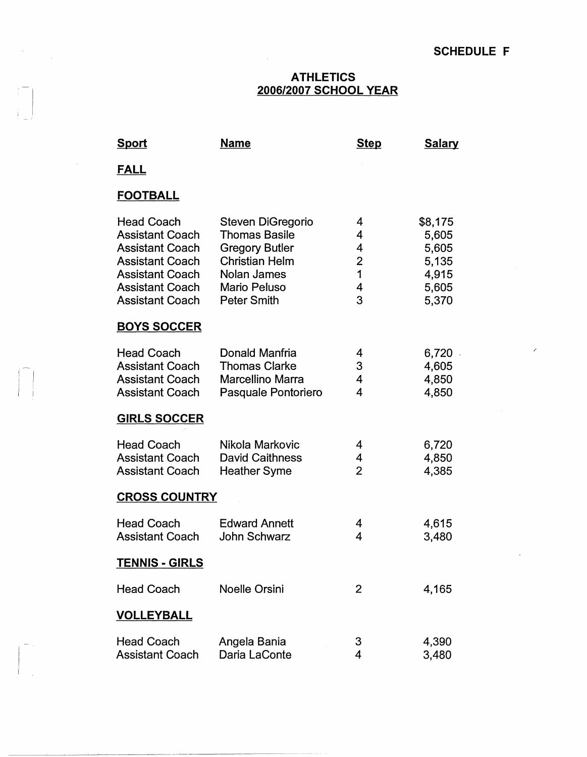SCHEDULE F

# ATHLETICS
## 2006/2007 SCHOOL YEAR

| Sport | Name | Step | Salary |
|---|---|---|---|
| **FALL** | | | |
| **FOOTBALL** | | | |
| Head Coach | Steven DiGregorio | 4 | $8,175 |
| Assistant Coach | Thomas Basile | 4 | 5,605 |
| Assistant Coach | Gregory Butler | 4 | 5,605 |
| Assistant Coach | Christian Helm | 2 | 5,135 |
| Assistant Coach | Nolan James | 1 | 4,915 |
| Assistant Coach | Mario Peluso | 4 | 5,605 |
| Assistant Coach | Peter Smith | 3 | 5,370 |
| **BOYS SOCCER** | | | |
| Head Coach | Donald Manfria | 4 | 6,720 |
| Assistant Coach | Thomas Clarke | 3 | 4,605 |
| Assistant Coach | Marcellino Marra | 4 | 4,850 |
| Assistant Coach | Pasquale Pontoriero | 4 | 4,850 |
| **GIRLS SOCCER** | | | |
| Head Coach | Nikola Markovic | 4 | 6,720 |
| Assistant Coach | David Caithness | 4 | 4,850 |
| Assistant Coach | Heather Syme | 2 | 4,385 |
| **CROSS COUNTRY** | | | |
| Head Coach | Edward Annett | 4 | 4,615 |
| Assistant Coach | John Schwarz | 4 | 3,480 |
| **TENNIS - GIRLS** | | | |
| Head Coach | Noelle Orsini | 2 | 4,165 |
| **VOLLEYBALL** | | | |
| Head Coach | Angela Bania | 3 | 4,390 |
| Assistant Coach | Daria LaConte | 4 | 3,480 |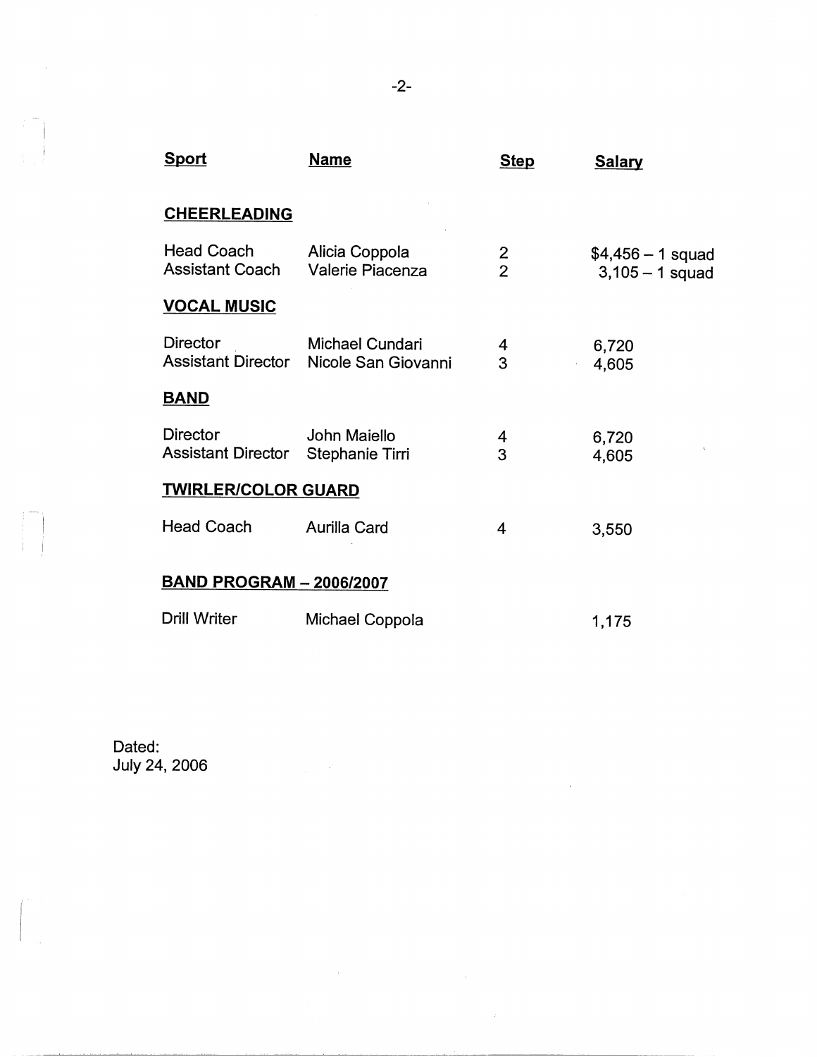| Sport | Name | Step | Salary |
|---|---|---|---|
| **CHEERLEADING** | | | |
| Head Coach | Alicia Coppola | 2 | $4,456 – 1 squad |
| Assistant Coach | Valerie Piacenza | 2 | 3,105 – 1 squad |
| **VOCAL MUSIC** | | | |
| Director | Michael Cundari | 4 | 6,720 |
| Assistant Director | Nicole San Giovanni | 3 | 4,605 |
| **BAND** | | | |
| Director | John Maiello | 4 | 6,720 |
| Assistant Director | Stephanie Tirri | 3 | 4,605 |
| **TWIRLER/COLOR GUARD** | | | |
| Head Coach | Aurilla Card | 4 | 3,550 |
| **BAND PROGRAM – 2006/2007** | | | |
| Drill Writer | Michael Coppola | | 1,175 |

Dated:
July 24, 2006